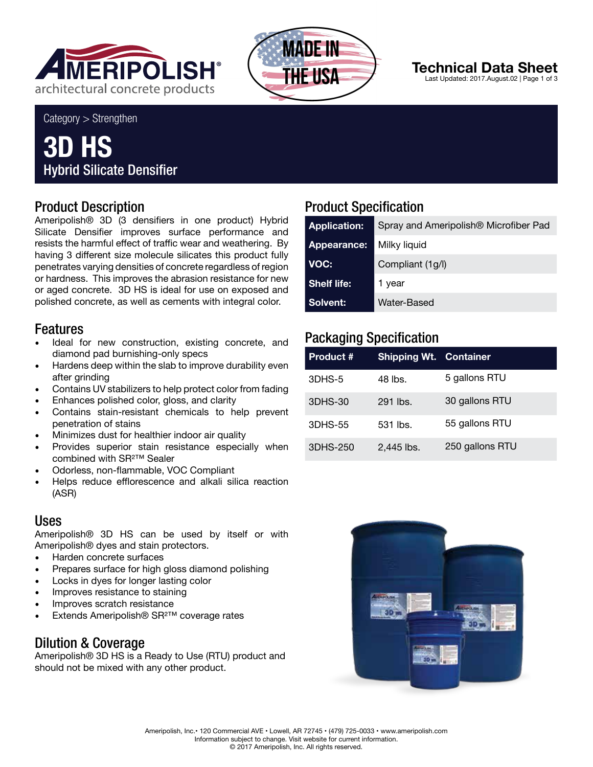Category > Strengthen

# 3D HS

## Hybrid Silicate Densifier

Technical Data Sheet
Last Updated: 2017.August.02

## Product Description

Ameripolish® 3D (3 densifiers in one product) Hybrid Silicate Densifier improves surface performance and resists the harmful effect of traffic wear and weathering. By having 3 different size molecule silicates this product fully penetrates varying densities of concrete regardless of region or hardness. This improves the abrasion resistance for new or aged concrete. 3D HS is ideal for use on exposed and polished concrete, as well as cements with integral color.

## Features

- Ideal for new construction, existing concrete, and diamond pad burnishing-only specs
- Hardens deep within the slab to improve durability even after grinding
- Contains UV stabilizers to help protect color from fading
- Enhances polished color, gloss, and clarity
- Contains stain-resistant chemicals to help prevent penetration of stains
- Minimizes dust for healthier indoor air quality
- Provides superior stain resistance especially when combined with SR²™ Sealer
- Odorless, non-flammable, VOC Compliant
- Helps reduce efflorescence and alkali silica reaction (ASR)

## Uses

Ameripolish® 3D HS can be used by itself or with Ameripolish® dyes and stain protectors.

- Harden concrete surfaces
- Prepares surface for high gloss diamond polishing
- Locks in dyes for longer lasting color
- Improves resistance to staining
- Improves scratch resistance
- Extends Ameripolish® SR²™ coverage rates

## Dilution & Coverage

Ameripolish® 3D HS is a Ready to Use (RTU) product and should not be mixed with any other product.

## Product Specification

| | |
|---|---|
| **Application:** | Spray and Ameripolish® Microfiber Pad |
| **Appearance:** | Milky liquid |
| **VOC:** | Compliant (1g/l) |
| **Shelf life:** | 1 year |
| **Solvent:** | Water-Based |

## Packaging Specification

| Product # | Shipping Wt. | Container |
|---|---|---|
| 3DHS-5 | 48 lbs. | 5 gallons RTU |
| 3DHS-30 | 291 lbs. | 30 gallons RTU |
| 3DHS-55 | 531 lbs. | 55 gallons RTU |
| 3DHS-250 | 2,445 lbs. | 250 gallons RTU |

Ameripolish, Inc.• 120 Commercial AVE • Lowell, AR 72745 • (479) 725-0033 • www.ameripolish.com
Information subject to change. Visit website for current information.
© 2017 Ameripolish, Inc. All rights reserved.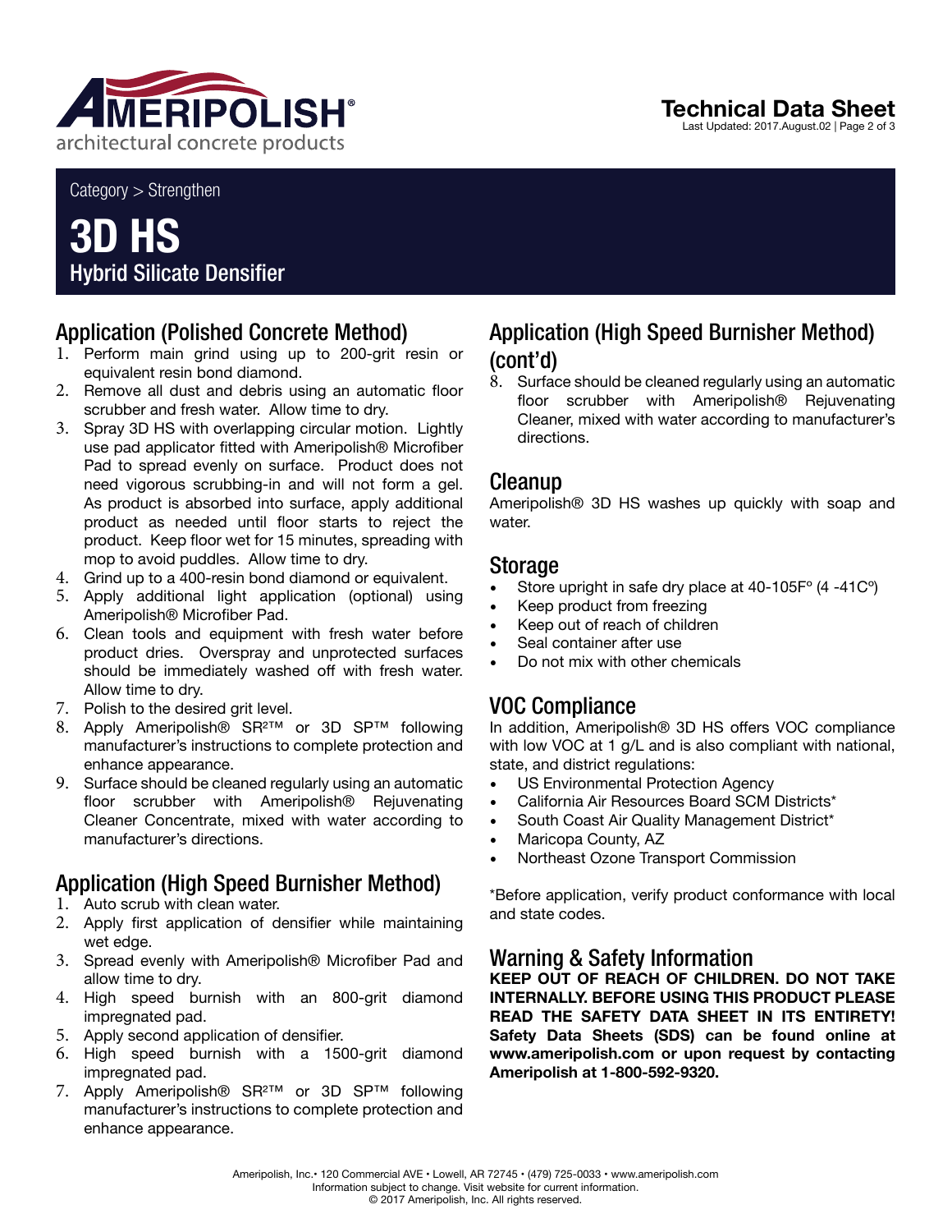Category > Strengthen

# 3D HS

Hybrid Silicate Densifier

## Application (Polished Concrete Method)

1. Perform main grind using up to 200-grit resin or equivalent resin bond diamond.
2. Remove all dust and debris using an automatic floor scrubber and fresh water. Allow time to dry.
3. Spray 3D HS with overlapping circular motion. Lightly use pad applicator fitted with Ameripolish® Microfiber Pad to spread evenly on surface. Product does not need vigorous scrubbing-in and will not form a gel. As product is absorbed into surface, apply additional product as needed until floor starts to reject the product. Keep floor wet for 15 minutes, spreading with mop to avoid puddles. Allow time to dry.
4. Grind up to a 400-resin bond diamond or equivalent.
5. Apply additional light application (optional) using Ameripolish® Microfiber Pad.
6. Clean tools and equipment with fresh water before product dries. Overspray and unprotected surfaces should be immediately washed off with fresh water. Allow time to dry.
7. Polish to the desired grit level.
8. Apply Ameripolish® SR²™ or 3D SP™ following manufacturer's instructions to complete protection and enhance appearance.
9. Surface should be cleaned regularly using an automatic floor scrubber with Ameripolish® Rejuvenating Cleaner Concentrate, mixed with water according to manufacturer's directions.

## Application (High Speed Burnisher Method)

1. Auto scrub with clean water.
2. Apply first application of densifier while maintaining wet edge.
3. Spread evenly with Ameripolish® Microfiber Pad and allow time to dry.
4. High speed burnish with an 800-grit diamond impregnated pad.
5. Apply second application of densifier.
6. High speed burnish with a 1500-grit diamond impregnated pad.
7. Apply Ameripolish® SR²™ or 3D SP™ following manufacturer's instructions to complete protection and enhance appearance.
8. Surface should be cleaned regularly using an automatic floor scrubber with Ameripolish® Rejuvenating Cleaner, mixed with water according to manufacturer's directions.

## Cleanup

Ameripolish® 3D HS washes up quickly with soap and water.

## Storage

- Store upright in safe dry place at 40-105F° (4 -41C°)
- Keep product from freezing
- Keep out of reach of children
- Seal container after use
- Do not mix with other chemicals

## VOC Compliance

In addition, Ameripolish® 3D HS offers VOC compliance with low VOC at 1 g/L and is also compliant with national, state, and district regulations:

- US Environmental Protection Agency
- California Air Resources Board SCM Districts*
- South Coast Air Quality Management District*
- Maricopa County, AZ
- Northeast Ozone Transport Commission

*Before application, verify product conformance with local and state codes.

## Warning & Safety Information

**KEEP OUT OF REACH OF CHILDREN. DO NOT TAKE INTERNALLY. BEFORE USING THIS PRODUCT PLEASE READ THE SAFETY DATA SHEET IN ITS ENTIRETY! Safety Data Sheets (SDS) can be found online at www.ameripolish.com or upon request by contacting Ameripolish at 1-800-592-9320.**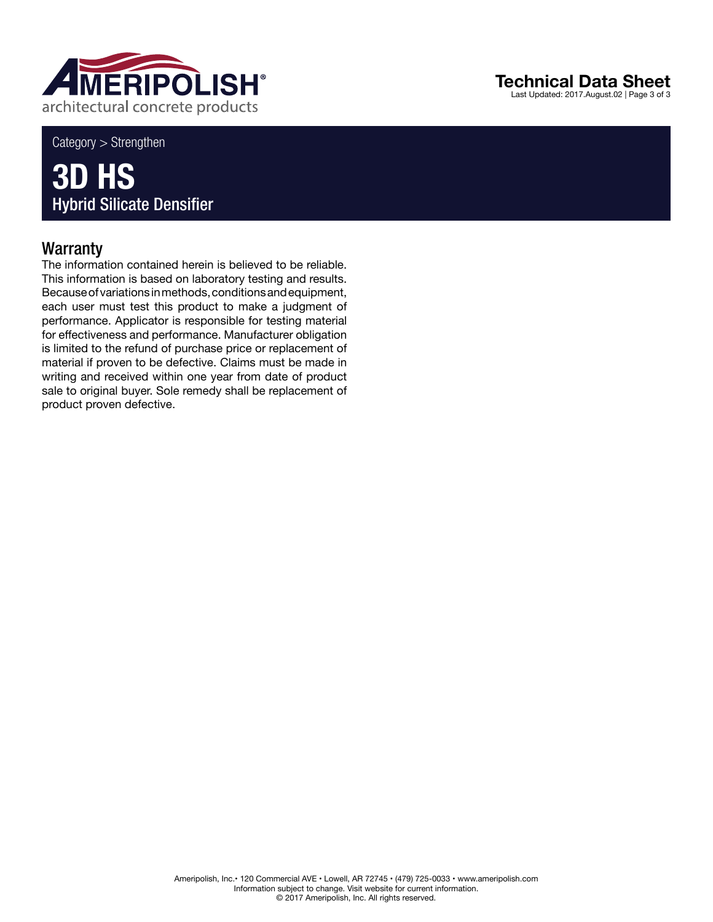Category > Strengthen

# 3D HS

Hybrid Silicate Densifier

## Warranty

The information contained herein is believed to be reliable. This information is based on laboratory testing and results. Because of variations in methods, conditions and equipment, each user must test this product to make a judgment of performance. Applicator is responsible for testing material for effectiveness and performance. Manufacturer obligation is limited to the refund of purchase price or replacement of material if proven to be defective. Claims must be made in writing and received within one year from date of product sale to original buyer. Sole remedy shall be replacement of product proven defective.